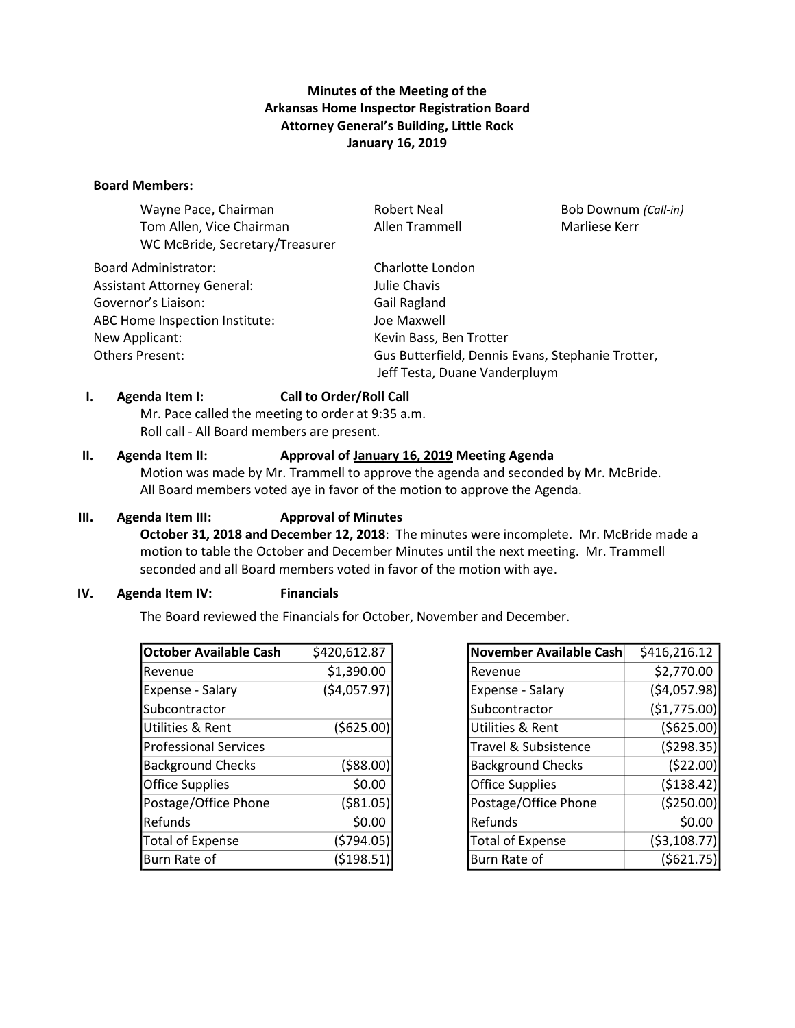# Minutes of the Meeting of the
# Arkansas Home Inspector Registration Board
## Attorney General's Building, Little Rock
## January 16, 2019

**Board Members:**

| | | |
|---|---|---|
| Wayne Pace, Chairman | Robert Neal | Bob Downum *(Call-in)* |
| Tom Allen, Vice Chairman | Allen Trammell | Marliese Kerr |
| WC McBride, Secretary/Treasurer | | |

| | |
|---|---|
| Board Administrator: | Charlotte London |
| Assistant Attorney General: | Julie Chavis |
| Governor's Liaison: | Gail Ragland |
| ABC Home Inspection Institute: | Joe Maxwell |
| New Applicant: | Kevin Bass, Ben Trotter |
| Others Present: | Gus Butterfield, Dennis Evans, Stephanie Trotter, Jeff Testa, Duane Vanderpluym |

**I. Agenda Item I: Call to Order/Roll Call**

Mr. Pace called the meeting to order at 9:35 a.m.
Roll call - All Board members are present.

**II. Agenda Item II: Approval of January 16, 2019 Meeting Agenda**

Motion was made by Mr. Trammell to approve the agenda and seconded by Mr. McBride. All Board members voted aye in favor of the motion to approve the Agenda.

**III. Agenda Item III: Approval of Minutes**

**October 31, 2018 and December 12, 2018**: The minutes were incomplete. Mr. McBride made a motion to table the October and December Minutes until the next meeting. Mr. Trammell seconded and all Board members voted in favor of the motion with aye.

**IV. Agenda Item IV: Financials**

The Board reviewed the Financials for October, November and December.

| October Available Cash | $420,612.87 |
|---|---|
| Revenue | $1,390.00 |
| Expense - Salary | ($4,057.97) |
| Subcontractor | |
| Utilities & Rent | ($625.00) |
| Professional Services | |
| Background Checks | ($88.00) |
| Office Supplies | $0.00 |
| Postage/Office Phone | ($81.05) |
| Refunds | $0.00 |
| Total of Expense | ($794.05) |
| Burn Rate of | ($198.51) |

| November Available Cash | $416,216.12 |
|---|---|
| Revenue | $2,770.00 |
| Expense - Salary | ($4,057.98) |
| Subcontractor | ($1,775.00) |
| Utilities & Rent | ($625.00) |
| Travel & Subsistence | ($298.35) |
| Background Checks | ($22.00) |
| Office Supplies | ($138.42) |
| Postage/Office Phone | ($250.00) |
| Refunds | $0.00 |
| Total of Expense | ($3,108.77) |
| Burn Rate of | ($621.75) |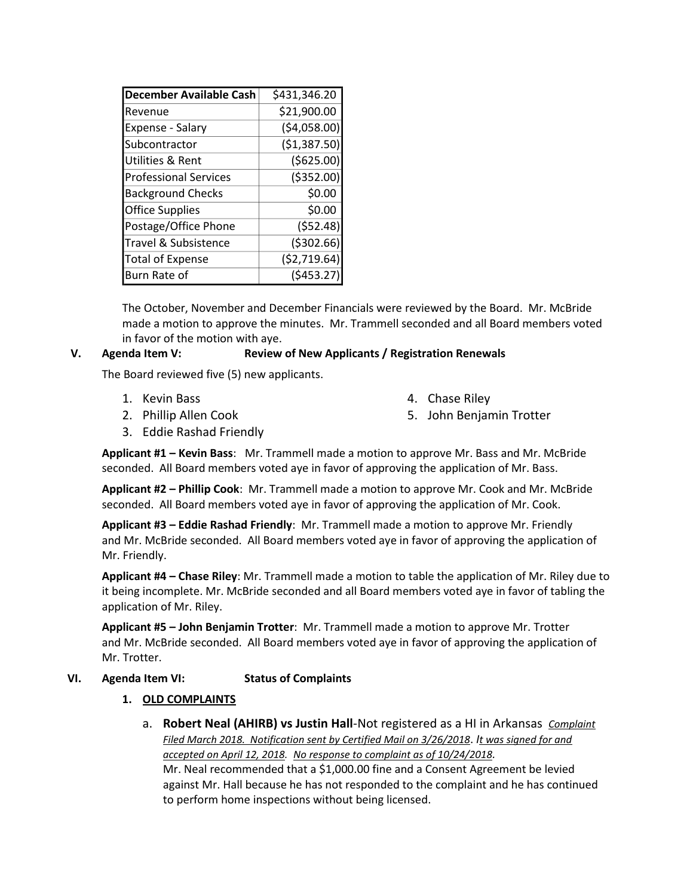| December Available Cash | $431,346.20 |
|---|---|
| Revenue | $21,900.00 |
| Expense - Salary | ($4,058.00) |
| Subcontractor | ($1,387.50) |
| Utilities & Rent | ($625.00) |
| Professional Services | ($352.00) |
| Background Checks | $0.00 |
| Office Supplies | $0.00 |
| Postage/Office Phone | ($52.48) |
| Travel & Subsistence | ($302.66) |
| Total of Expense | ($2,719.64) |
| Burn Rate of | ($453.27) |

The October, November and December Financials were reviewed by the Board. Mr. McBride made a motion to approve the minutes. Mr. Trammell seconded and all Board members voted in favor of the motion with aye.

**V. Agenda Item V: Review of New Applicants / Registration Renewals**

The Board reviewed five (5) new applicants.

1. Kevin Bass
2. Phillip Allen Cook
3. Eddie Rashad Friendly
4. Chase Riley
5. John Benjamin Trotter

**Applicant #1 – Kevin Bass**: Mr. Trammell made a motion to approve Mr. Bass and Mr. McBride seconded. All Board members voted aye in favor of approving the application of Mr. Bass.

**Applicant #2 – Phillip Cook**: Mr. Trammell made a motion to approve Mr. Cook and Mr. McBride seconded. All Board members voted aye in favor of approving the application of Mr. Cook.

**Applicant #3 – Eddie Rashad Friendly**: Mr. Trammell made a motion to approve Mr. Friendly and Mr. McBride seconded. All Board members voted aye in favor of approving the application of Mr. Friendly.

**Applicant #4 – Chase Riley**: Mr. Trammell made a motion to table the application of Mr. Riley due to it being incomplete. Mr. McBride seconded and all Board members voted aye in favor of tabling the application of Mr. Riley.

**Applicant #5 – John Benjamin Trotter**: Mr. Trammell made a motion to approve Mr. Trotter and Mr. McBride seconded. All Board members voted aye in favor of approving the application of Mr. Trotter.

**VI. Agenda Item VI: Status of Complaints**

1. **OLD COMPLAINTS**

   a. **Robert Neal (AHIRB) vs Justin Hall**-Not registered as a HI in Arkansas *Complaint Filed March 2018. Notification sent by Certified Mail on 3/26/2018. It was signed for and accepted on April 12, 2018. No response to complaint as of 10/24/2018.*
   Mr. Neal recommended that a $1,000.00 fine and a Consent Agreement be levied against Mr. Hall because he has not responded to the complaint and he has continued to perform home inspections without being licensed.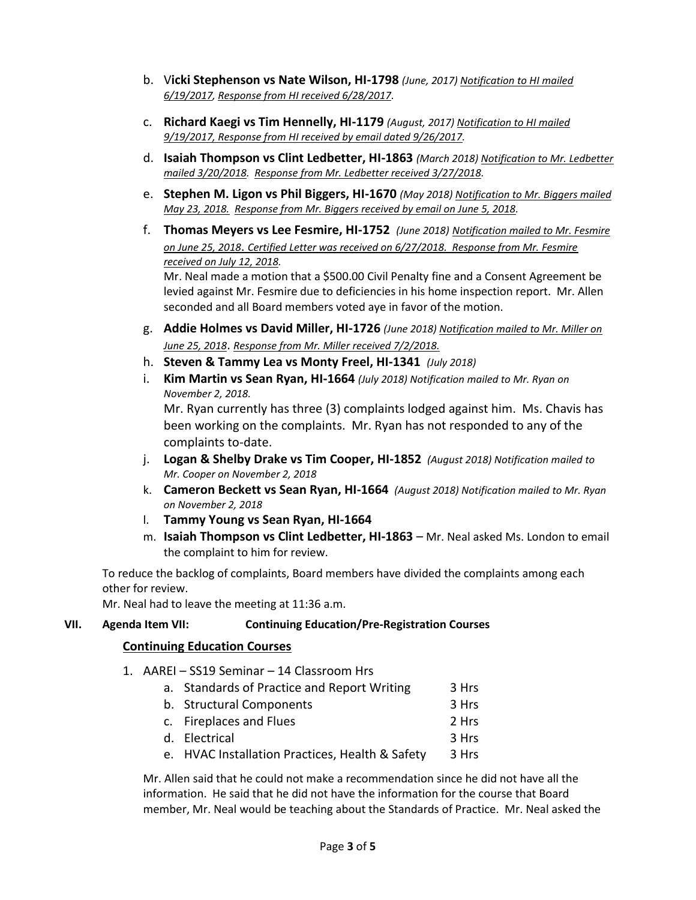b. V**icki Stephenson vs Nate Wilson, HI-1798** *(June, 2017)* *Notification to HI mailed 6/19/2017, Response from HI received 6/28/2017.*

c. **Richard Kaegi vs Tim Hennelly, HI-1179** *(August, 2017)* *Notification to HI mailed 9/19/2017, Response from HI received by email dated 9/26/2017.*

d. **Isaiah Thompson vs Clint Ledbetter, HI-1863** *(March 2018)* *Notification to Mr. Ledbetter mailed 3/20/2018. Response from Mr. Ledbetter received 3/27/2018.*

e. **Stephen M. Ligon vs Phil Biggers, HI-1670** *(May 2018)* *Notification to Mr. Biggers mailed May 23, 2018. Response from Mr. Biggers received by email on June 5, 2018.*

f. **Thomas Meyers vs Lee Fesmire, HI-1752** *(June 2018)* *Notification mailed to Mr. Fesmire on June 25, 2018. Certified Letter was received on 6/27/2018. Response from Mr. Fesmire received on July 12, 2018.*
Mr. Neal made a motion that a $500.00 Civil Penalty fine and a Consent Agreement be levied against Mr. Fesmire due to deficiencies in his home inspection report. Mr. Allen seconded and all Board members voted aye in favor of the motion.

g. **Addie Holmes vs David Miller, HI-1726** *(June 2018)* *Notification mailed to Mr. Miller on June 25, 2018. Response from Mr. Miller received 7/2/2018.*

h. **Steven & Tammy Lea vs Monty Freel, HI-1341** *(July 2018)*

i. **Kim Martin vs Sean Ryan, HI-1664** *(July 2018) Notification mailed to Mr. Ryan on November 2, 2018.*
Mr. Ryan currently has three (3) complaints lodged against him. Ms. Chavis has been working on the complaints. Mr. Ryan has not responded to any of the complaints to-date.

j. **Logan & Shelby Drake vs Tim Cooper, HI-1852** *(August 2018) Notification mailed to Mr. Cooper on November 2, 2018*

k. **Cameron Beckett vs Sean Ryan, HI-1664** *(August 2018) Notification mailed to Mr. Ryan on November 2, 2018*

l. **Tammy Young vs Sean Ryan, HI-1664**

m. **Isaiah Thompson vs Clint Ledbetter, HI-1863** – Mr. Neal asked Ms. London to email the complaint to him for review.

To reduce the backlog of complaints, Board members have divided the complaints among each other for review.
Mr. Neal had to leave the meeting at 11:36 a.m.

**VII. Agenda Item VII: Continuing Education/Pre-Registration Courses**

**Continuing Education Courses**

1. AAREI – SS19 Seminar – 14 Classroom Hrs
   a. Standards of Practice and Report Writing 3 Hrs
   b. Structural Components 3 Hrs
   c. Fireplaces and Flues 2 Hrs
   d. Electrical 3 Hrs
   e. HVAC Installation Practices, Health & Safety 3 Hrs

   Mr. Allen said that he could not make a recommendation since he did not have all the information. He said that he did not have the information for the course that Board member, Mr. Neal would be teaching about the Standards of Practice. Mr. Neal asked the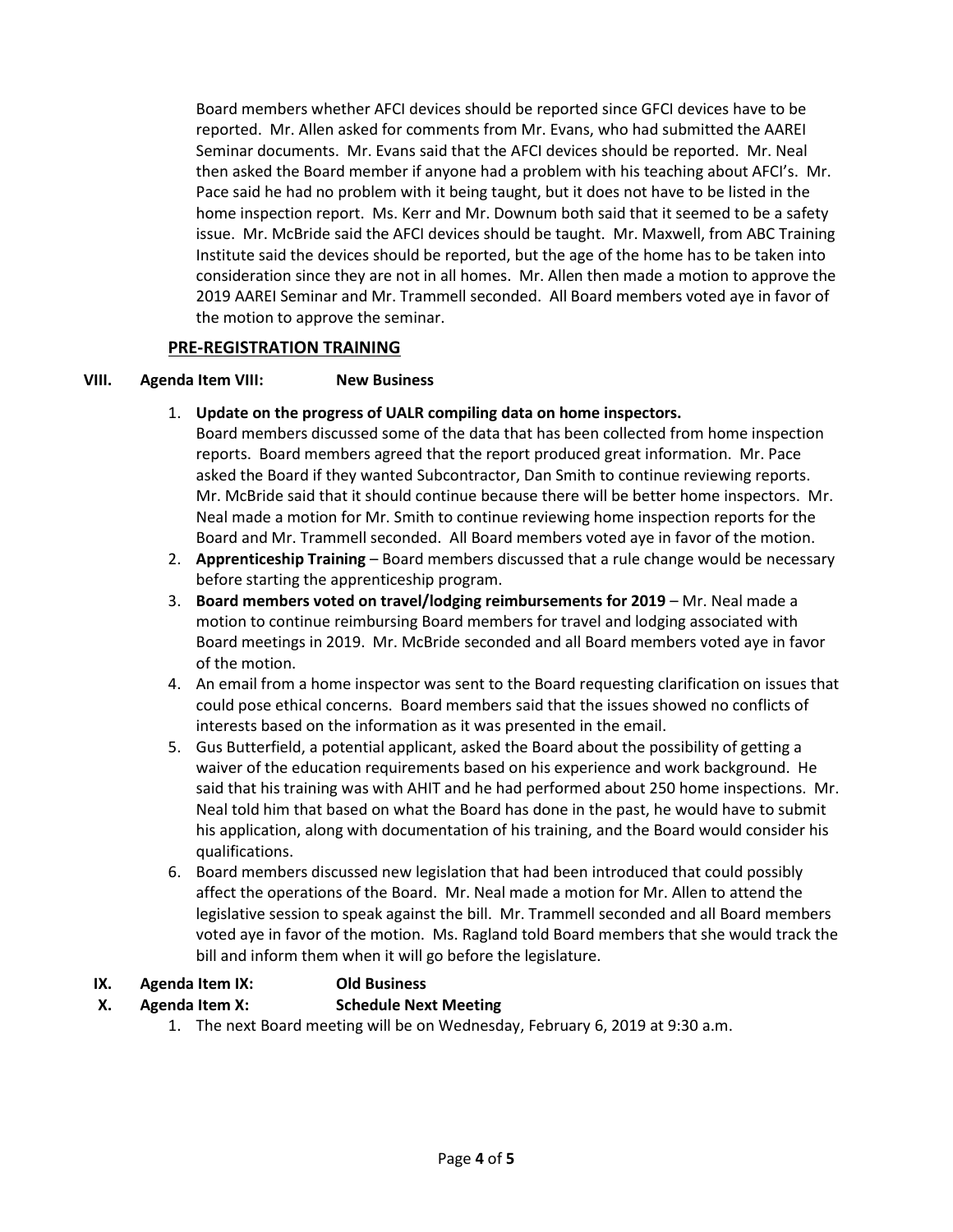Board members whether AFCI devices should be reported since GFCI devices have to be reported. Mr. Allen asked for comments from Mr. Evans, who had submitted the AAREI Seminar documents. Mr. Evans said that the AFCI devices should be reported. Mr. Neal then asked the Board member if anyone had a problem with his teaching about AFCI's. Mr. Pace said he had no problem with it being taught, but it does not have to be listed in the home inspection report. Ms. Kerr and Mr. Downum both said that it seemed to be a safety issue. Mr. McBride said the AFCI devices should be taught. Mr. Maxwell, from ABC Training Institute said the devices should be reported, but the age of the home has to be taken into consideration since they are not in all homes. Mr. Allen then made a motion to approve the 2019 AAREI Seminar and Mr. Trammell seconded. All Board members voted aye in favor of the motion to approve the seminar.

**PRE-REGISTRATION TRAINING**

**VIII. Agenda Item VIII: New Business**

1. **Update on the progress of UALR compiling data on home inspectors.** Board members discussed some of the data that has been collected from home inspection reports. Board members agreed that the report produced great information. Mr. Pace asked the Board if they wanted Subcontractor, Dan Smith to continue reviewing reports. Mr. McBride said that it should continue because there will be better home inspectors. Mr. Neal made a motion for Mr. Smith to continue reviewing home inspection reports for the Board and Mr. Trammell seconded. All Board members voted aye in favor of the motion.
2. **Apprenticeship Training** – Board members discussed that a rule change would be necessary before starting the apprenticeship program.
3. **Board members voted on travel/lodging reimbursements for 2019** – Mr. Neal made a motion to continue reimbursing Board members for travel and lodging associated with Board meetings in 2019. Mr. McBride seconded and all Board members voted aye in favor of the motion.
4. An email from a home inspector was sent to the Board requesting clarification on issues that could pose ethical concerns. Board members said that the issues showed no conflicts of interests based on the information as it was presented in the email.
5. Gus Butterfield, a potential applicant, asked the Board about the possibility of getting a waiver of the education requirements based on his experience and work background. He said that his training was with AHIT and he had performed about 250 home inspections. Mr. Neal told him that based on what the Board has done in the past, he would have to submit his application, along with documentation of his training, and the Board would consider his qualifications.
6. Board members discussed new legislation that had been introduced that could possibly affect the operations of the Board. Mr. Neal made a motion for Mr. Allen to attend the legislative session to speak against the bill. Mr. Trammell seconded and all Board members voted aye in favor of the motion. Ms. Ragland told Board members that she would track the bill and inform them when it will go before the legislature.

**IX. Agenda Item IX: Old Business**

**X. Agenda Item X: Schedule Next Meeting**

1. The next Board meeting will be on Wednesday, February 6, 2019 at 9:30 a.m.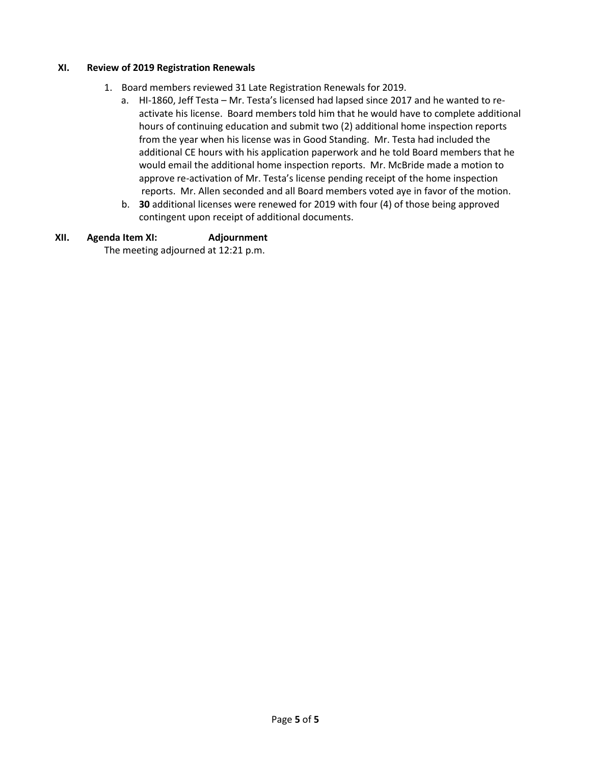## XI. Review of 2019 Registration Renewals

1. Board members reviewed 31 Late Registration Renewals for 2019.
   a. HI-1860, Jeff Testa – Mr. Testa's licensed had lapsed since 2017 and he wanted to re-activate his license. Board members told him that he would have to complete additional hours of continuing education and submit two (2) additional home inspection reports from the year when his license was in Good Standing. Mr. Testa had included the additional CE hours with his application paperwork and he told Board members that he would email the additional home inspection reports. Mr. McBride made a motion to approve re-activation of Mr. Testa's license pending receipt of the home inspection reports. Mr. Allen seconded and all Board members voted aye in favor of the motion.
   b. **30** additional licenses were renewed for 2019 with four (4) of those being approved contingent upon receipt of additional documents.

## XII. Agenda Item XI: Adjournment

The meeting adjourned at 12:21 p.m.